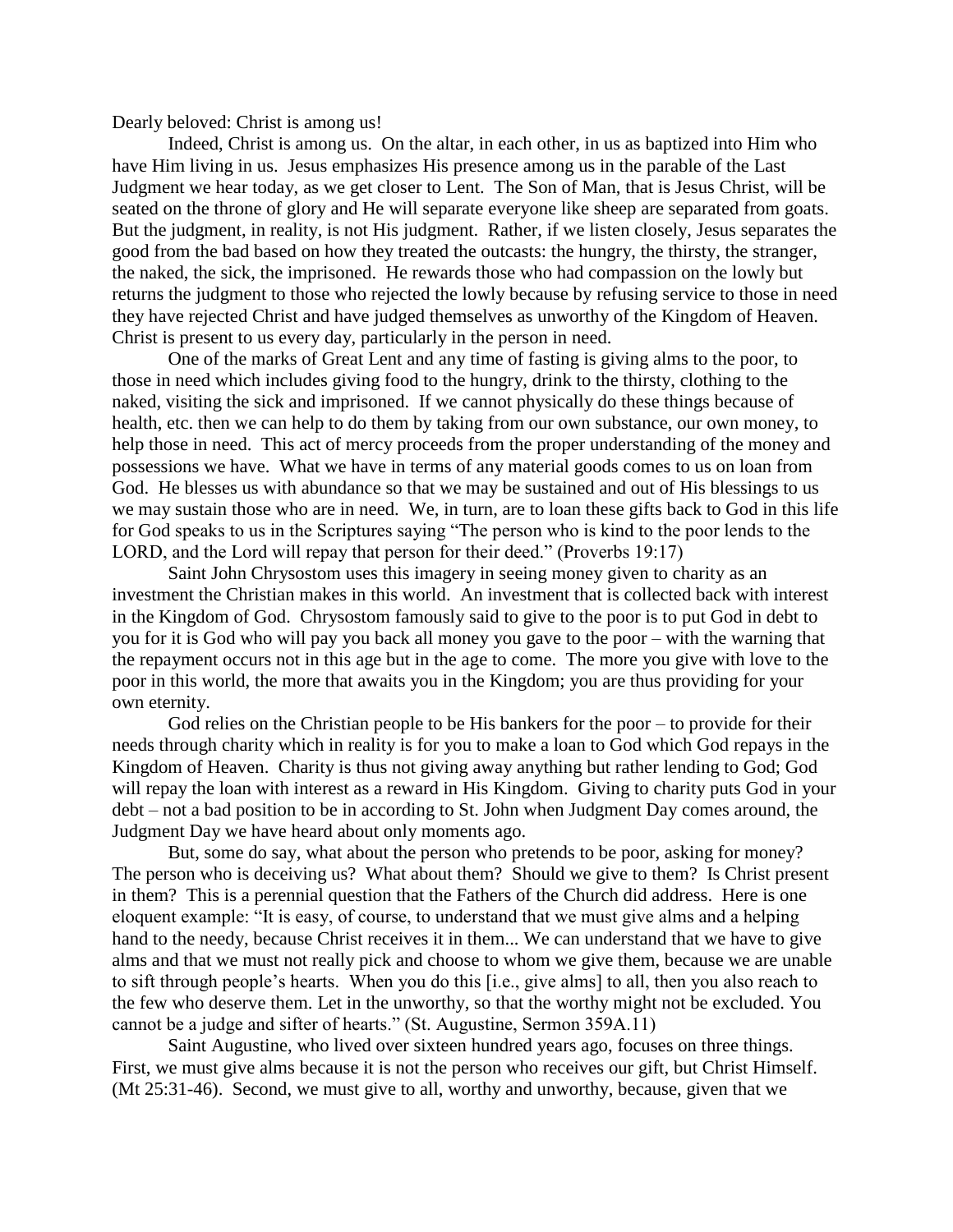Dearly beloved: Christ is among us!

Indeed, Christ is among us. On the altar, in each other, in us as baptized into Him who have Him living in us. Jesus emphasizes His presence among us in the parable of the Last Judgment we hear today, as we get closer to Lent. The Son of Man, that is Jesus Christ, will be seated on the throne of glory and He will separate everyone like sheep are separated from goats. But the judgment, in reality, is not His judgment. Rather, if we listen closely, Jesus separates the good from the bad based on how they treated the outcasts: the hungry, the thirsty, the stranger, the naked, the sick, the imprisoned. He rewards those who had compassion on the lowly but returns the judgment to those who rejected the lowly because by refusing service to those in need they have rejected Christ and have judged themselves as unworthy of the Kingdom of Heaven. Christ is present to us every day, particularly in the person in need.

One of the marks of Great Lent and any time of fasting is giving alms to the poor, to those in need which includes giving food to the hungry, drink to the thirsty, clothing to the naked, visiting the sick and imprisoned. If we cannot physically do these things because of health, etc. then we can help to do them by taking from our own substance, our own money, to help those in need. This act of mercy proceeds from the proper understanding of the money and possessions we have. What we have in terms of any material goods comes to us on loan from God. He blesses us with abundance so that we may be sustained and out of His blessings to us we may sustain those who are in need. We, in turn, are to loan these gifts back to God in this life for God speaks to us in the Scriptures saying "The person who is kind to the poor lends to the LORD, and the Lord will repay that person for their deed." (Proverbs 19:17)

Saint John Chrysostom uses this imagery in seeing money given to charity as an investment the Christian makes in this world. An investment that is collected back with interest in the Kingdom of God. Chrysostom famously said to give to the poor is to put God in debt to you for it is God who will pay you back all money you gave to the poor – with the warning that the repayment occurs not in this age but in the age to come. The more you give with love to the poor in this world, the more that awaits you in the Kingdom; you are thus providing for your own eternity.

God relies on the Christian people to be His bankers for the poor – to provide for their needs through charity which in reality is for you to make a loan to God which God repays in the Kingdom of Heaven. Charity is thus not giving away anything but rather lending to God; God will repay the loan with interest as a reward in His Kingdom. Giving to charity puts God in your debt – not a bad position to be in according to St. John when Judgment Day comes around, the Judgment Day we have heard about only moments ago.

But, some do say, what about the person who pretends to be poor, asking for money? The person who is deceiving us? What about them? Should we give to them? Is Christ present in them? This is a perennial question that the Fathers of the Church did address. Here is one eloquent example: "It is easy, of course, to understand that we must give alms and a helping hand to the needy, because Christ receives it in them... We can understand that we have to give alms and that we must not really pick and choose to whom we give them, because we are unable to sift through people's hearts. When you do this [i.e., give alms] to all, then you also reach to the few who deserve them. Let in the unworthy, so that the worthy might not be excluded. You cannot be a judge and sifter of hearts." (St. Augustine, Sermon 359A.11)

Saint Augustine, who lived over sixteen hundred years ago, focuses on three things. First, we must give alms because it is not the person who receives our gift, but Christ Himself. (Mt 25:31-46). Second, we must give to all, worthy and unworthy, because, given that we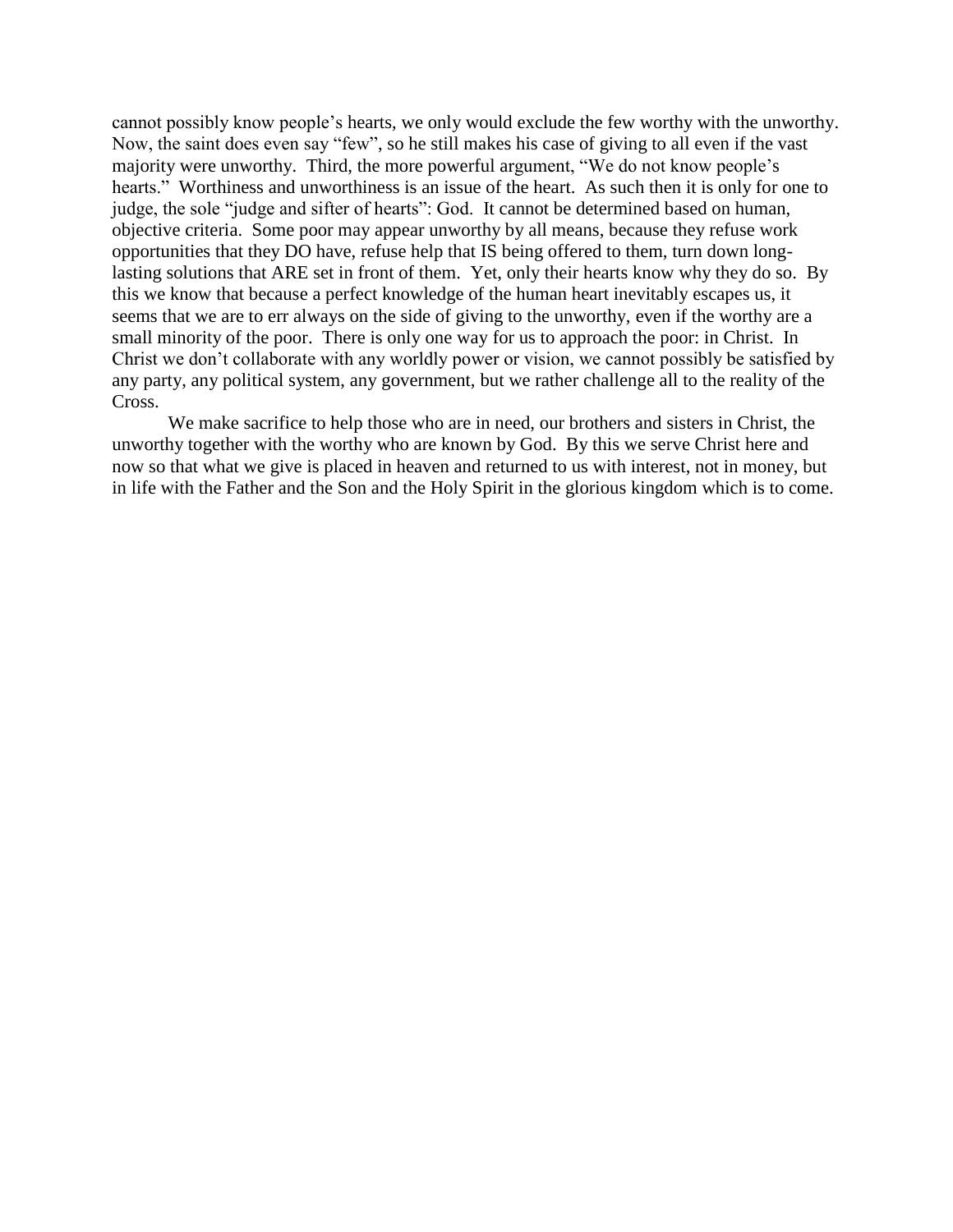cannot possibly know people's hearts, we only would exclude the few worthy with the unworthy. Now, the saint does even say "few", so he still makes his case of giving to all even if the vast majority were unworthy. Third, the more powerful argument, "We do not know people's hearts." Worthiness and unworthiness is an issue of the heart. As such then it is only for one to judge, the sole "judge and sifter of hearts": God. It cannot be determined based on human, objective criteria. Some poor may appear unworthy by all means, because they refuse work opportunities that they DO have, refuse help that IS being offered to them, turn down long-lasting solutions that ARE set in front of them. Yet, only their hearts know why they do so. By this we know that because a perfect knowledge of the human heart inevitably escapes us, it seems that we are to err always on the side of giving to the unworthy, even if the worthy are a small minority of the poor. There is only one way for us to approach the poor: in Christ. In Christ we don't collaborate with any worldly power or vision, we cannot possibly be satisfied by any party, any political system, any government, but we rather challenge all to the reality of the Cross.

We make sacrifice to help those who are in need, our brothers and sisters in Christ, the unworthy together with the worthy who are known by God. By this we serve Christ here and now so that what we give is placed in heaven and returned to us with interest, not in money, but in life with the Father and the Son and the Holy Spirit in the glorious kingdom which is to come.